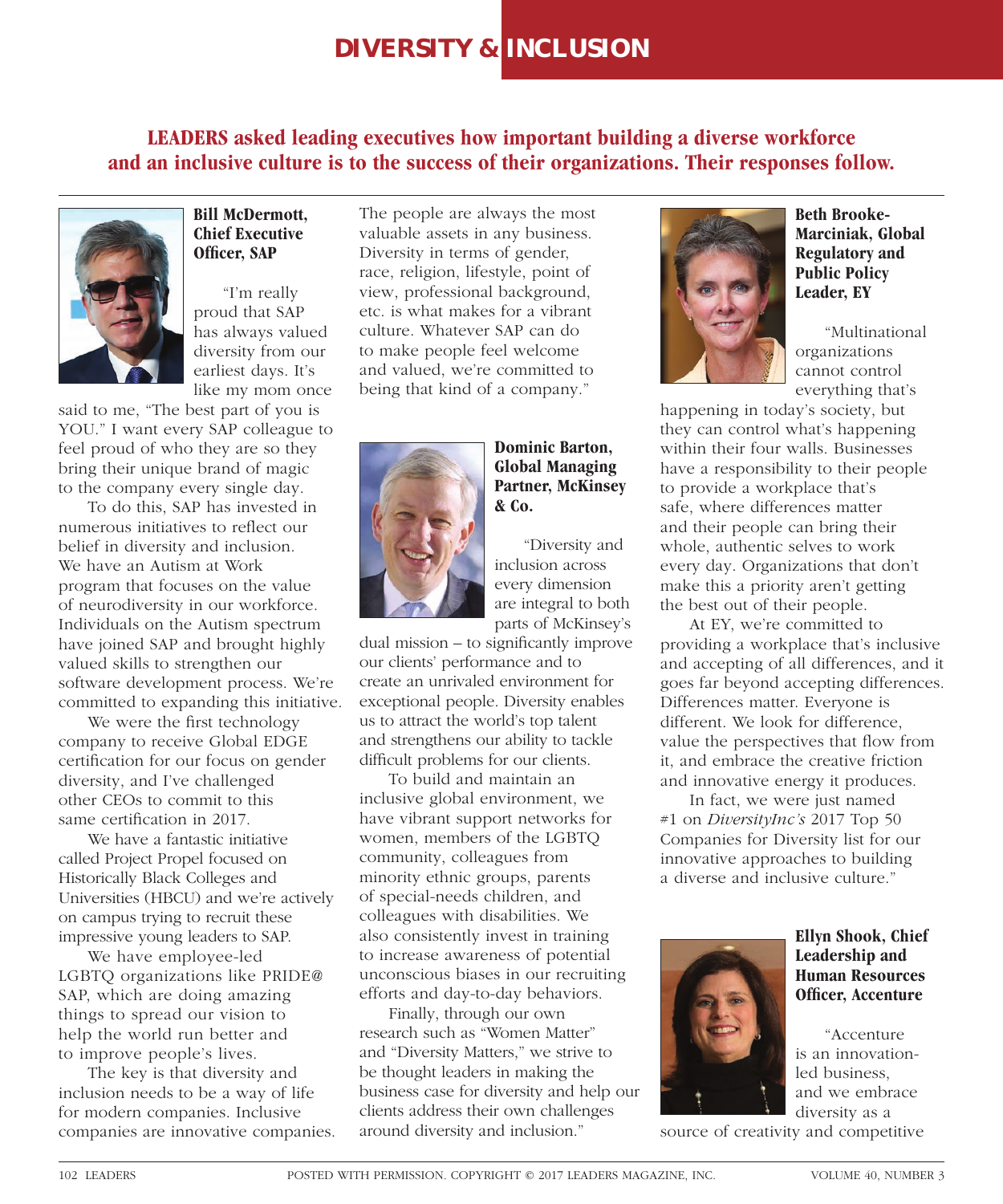# DIVERSITY & INCLUSION

**LEADERS asked leading executives how important building a diverse workforce and an inclusive culture is to the success of their organizations. Their responses follow.**

**Bill McDermott, Chief Executive Officer, SAP**

"I'm really proud that SAP has always valued diversity from our earliest days. It's like my mom once said to me, "The best part of you is YOU." I want every SAP colleague to feel proud of who they are so they bring their unique brand of magic to the company every single day.

To do this, SAP has invested in numerous initiatives to reflect our belief in diversity and inclusion. We have an Autism at Work program that focuses on the value of neurodiversity in our workforce. Individuals on the Autism spectrum have joined SAP and brought highly valued skills to strengthen our software development process. We're committed to expanding this initiative.

We were the first technology company to receive Global EDGE certification for our focus on gender diversity, and I've challenged other CEOs to commit to this same certification in 2017.

We have a fantastic initiative called Project Propel focused on Historically Black Colleges and Universities (HBCU) and we're actively on campus trying to recruit these impressive young leaders to SAP.

We have employee-led LGBTQ organizations like PRIDE@SAP, which are doing amazing things to spread our vision to help the world run better and to improve people's lives.

The key is that diversity and inclusion needs to be a way of life for modern companies. Inclusive companies are innovative companies. The people are always the most valuable assets in any business. Diversity in terms of gender, race, religion, lifestyle, point of view, professional background, etc. is what makes for a vibrant culture. Whatever SAP can do to make people feel welcome and valued, we're committed to being that kind of a company."

**Dominic Barton, Global Managing Partner, McKinsey & Co.**

"Diversity and inclusion across every dimension are integral to both parts of McKinsey's dual mission – to significantly improve our clients' performance and to create an unrivaled environment for exceptional people. Diversity enables us to attract the world's top talent and strengthens our ability to tackle difficult problems for our clients.

To build and maintain an inclusive global environment, we have vibrant support networks for women, members of the LGBTQ community, colleagues from minority ethnic groups, parents of special-needs children, and colleagues with disabilities. We also consistently invest in training to increase awareness of potential unconscious biases in our recruiting efforts and day-to-day behaviors.

Finally, through our own research such as "Women Matter" and "Diversity Matters," we strive to be thought leaders in making the business case for diversity and help our clients address their own challenges around diversity and inclusion."

**Beth Brooke-Marciniak, Global Regulatory and Public Policy Leader, EY**

"Multinational organizations cannot control everything that's happening in today's society, but they can control what's happening within their four walls. Businesses have a responsibility to their people to provide a workplace that's safe, where differences matter and their people can bring their whole, authentic selves to work every day. Organizations that don't make this a priority aren't getting the best out of their people.

At EY, we're committed to providing a workplace that's inclusive and accepting of all differences, and it goes far beyond accepting differences. Differences matter. Everyone is different. We look for difference, value the perspectives that flow from it, and embrace the creative friction and innovative energy it produces.

In fact, we were just named #1 on *DiversityInc's* 2017 Top 50 Companies for Diversity list for our innovative approaches to building a diverse and inclusive culture."

**Ellyn Shook, Chief Leadership and Human Resources Officer, Accenture**

"Accenture is an innovation-led business, and we embrace diversity as a source of creativity and competitive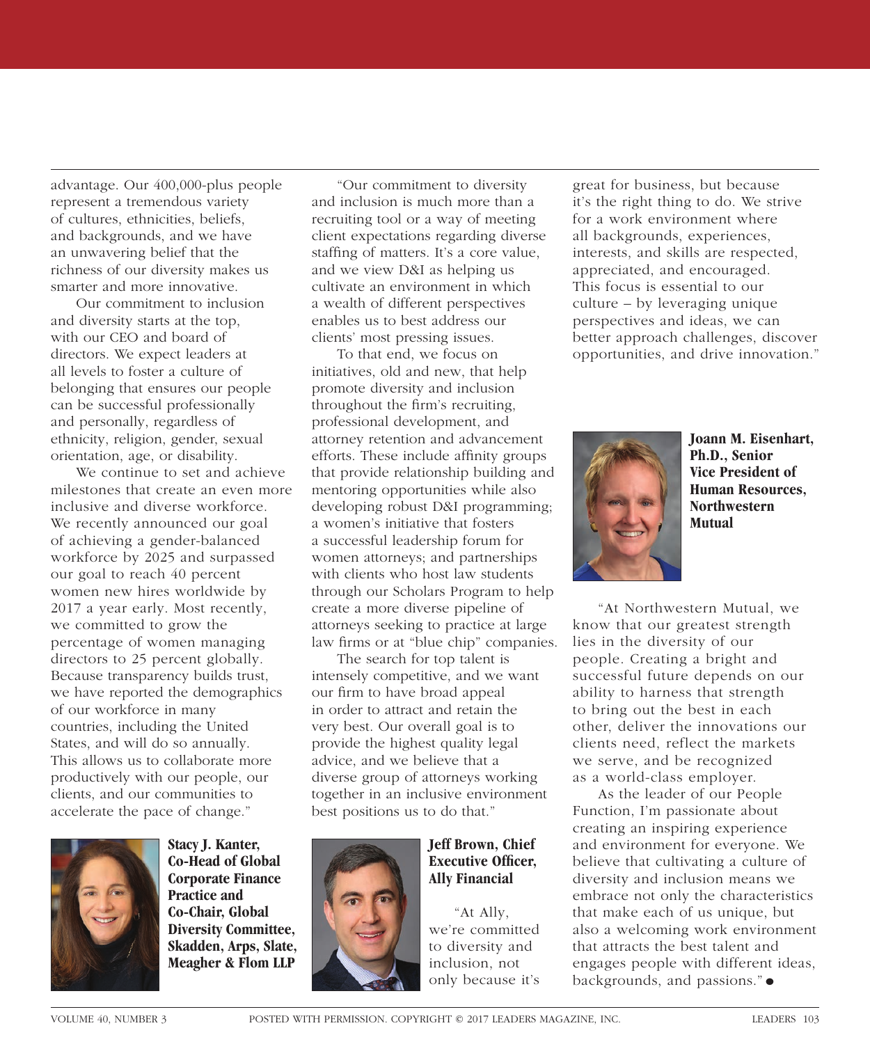advantage. Our 400,000-plus people represent a tremendous variety of cultures, ethnicities, beliefs, and backgrounds, and we have an unwavering belief that the richness of our diversity makes us smarter and more innovative.

Our commitment to inclusion and diversity starts at the top, with our CEO and board of directors. We expect leaders at all levels to foster a culture of belonging that ensures our people can be successful professionally and personally, regardless of ethnicity, religion, gender, sexual orientation, age, or disability.

We continue to set and achieve milestones that create an even more inclusive and diverse workforce. We recently announced our goal of achieving a gender-balanced workforce by 2025 and surpassed our goal to reach 40 percent women new hires worldwide by 2017 a year early. Most recently, we committed to grow the percentage of women managing directors to 25 percent globally. Because transparency builds trust, we have reported the demographics of our workforce in many countries, including the United States, and will do so annually. This allows us to collaborate more productively with our people, our clients, and our communities to accelerate the pace of change."

**Stacy J. Kanter, Co-Head of Global Corporate Finance Practice and Co-Chair, Global Diversity Committee, Skadden, Arps, Slate, Meagher & Flom LLP**

"Our commitment to diversity and inclusion is much more than a recruiting tool or a way of meeting client expectations regarding diverse staffing of matters. It's a core value, and we view D&I as helping us cultivate an environment in which a wealth of different perspectives enables us to best address our clients' most pressing issues.

To that end, we focus on initiatives, old and new, that help promote diversity and inclusion throughout the firm's recruiting, professional development, and attorney retention and advancement efforts. These include affinity groups that provide relationship building and mentoring opportunities while also developing robust D&I programming; a women's initiative that fosters a successful leadership forum for women attorneys; and partnerships with clients who host law students through our Scholars Program to help create a more diverse pipeline of attorneys seeking to practice at large law firms or at "blue chip" companies.

The search for top talent is intensely competitive, and we want our firm to have broad appeal in order to attract and retain the very best. Our overall goal is to provide the highest quality legal advice, and we believe that a diverse group of attorneys working together in an inclusive environment best positions us to do that."

**Jeff Brown, Chief Executive Officer, Ally Financial**

"At Ally, we're committed to diversity and inclusion, not only because it's great for business, but because it's the right thing to do. We strive for a work environment where all backgrounds, experiences, interests, and skills are respected, appreciated, and encouraged. This focus is essential to our culture – by leveraging unique perspectives and ideas, we can better approach challenges, discover opportunities, and drive innovation."

**Joann M. Eisenhart, Ph.D., Senior Vice President of Human Resources, Northwestern Mutual**

"At Northwestern Mutual, we know that our greatest strength lies in the diversity of our people. Creating a bright and successful future depends on our ability to harness that strength to bring out the best in each other, deliver the innovations our clients need, reflect the markets we serve, and be recognized as a world-class employer.

As the leader of our People Function, I'm passionate about creating an inspiring experience and environment for everyone. We believe that cultivating a culture of diversity and inclusion means we embrace not only the characteristics that make each of us unique, but also a welcoming work environment that attracts the best talent and engages people with different ideas, backgrounds, and passions." •

POSTED WITH PERMISSION. COPYRIGHT © 2017 LEADERS MAGAZINE, INC.